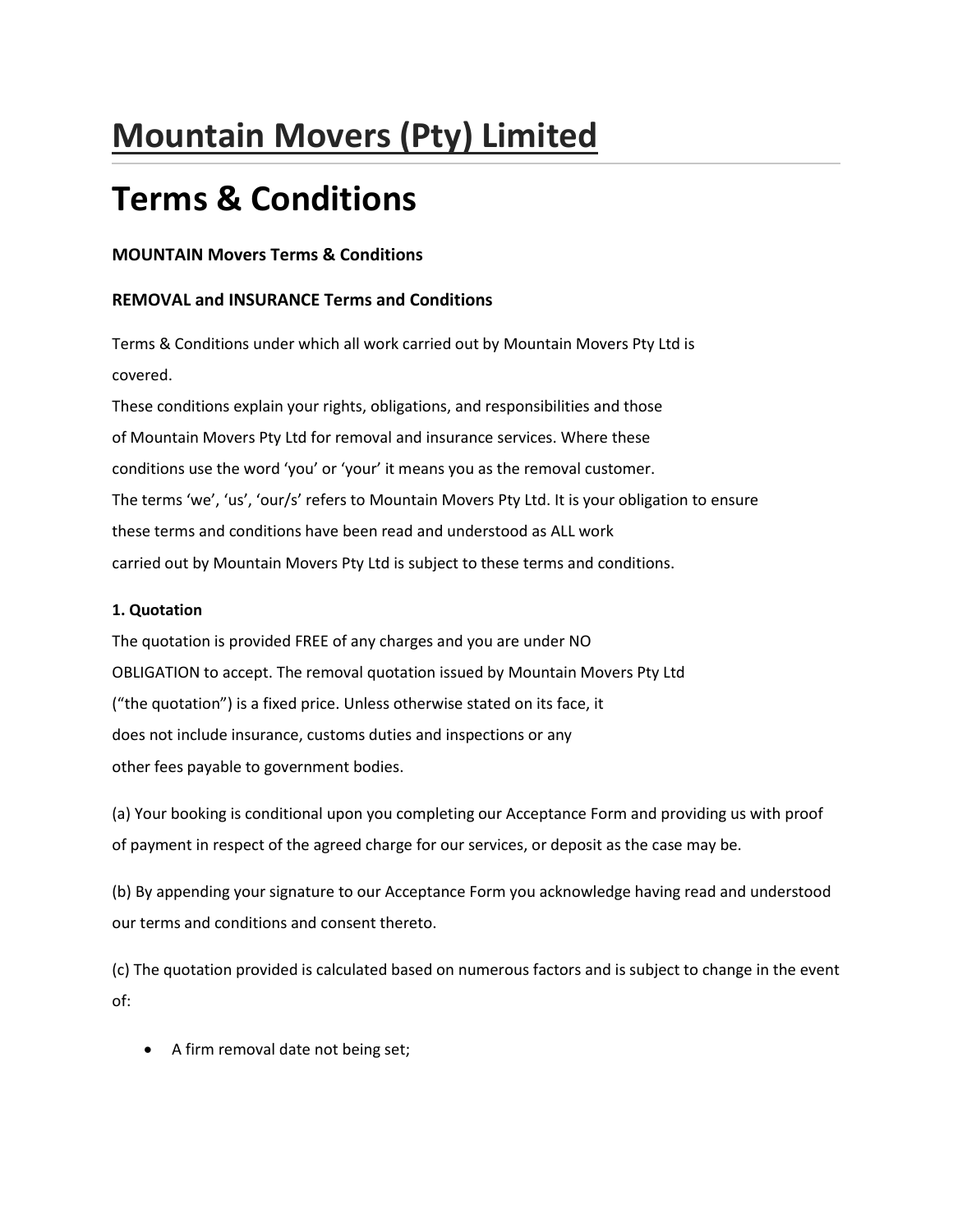# Mountain Movers (Pty) Limited

# Terms & Conditions

**MOUNTAIN Movers Terms & Conditions**

**REMOVAL and INSURANCE Terms and Conditions**

Terms & Conditions under which all work carried out by Mountain Movers Pty Ltd is covered.

These conditions explain your rights, obligations, and responsibilities and those of Mountain Movers Pty Ltd for removal and insurance services. Where these conditions use the word 'you' or 'your' it means you as the removal customer. The terms 'we', 'us', 'our/s' refers to Mountain Movers Pty Ltd. It is your obligation to ensure these terms and conditions have been read and understood as ALL work carried out by Mountain Movers Pty Ltd is subject to these terms and conditions.

**1. Quotation**

The quotation is provided FREE of any charges and you are under NO OBLIGATION to accept. The removal quotation issued by Mountain Movers Pty Ltd ("the quotation") is a fixed price. Unless otherwise stated on its face, it does not include insurance, customs duties and inspections or any other fees payable to government bodies.

(a) Your booking is conditional upon you completing our Acceptance Form and providing us with proof of payment in respect of the agreed charge for our services, or deposit as the case may be.

(b) By appending your signature to our Acceptance Form you acknowledge having read and understood our terms and conditions and consent thereto.

(c) The quotation provided is calculated based on numerous factors and is subject to change in the event of:

- A firm removal date not being set;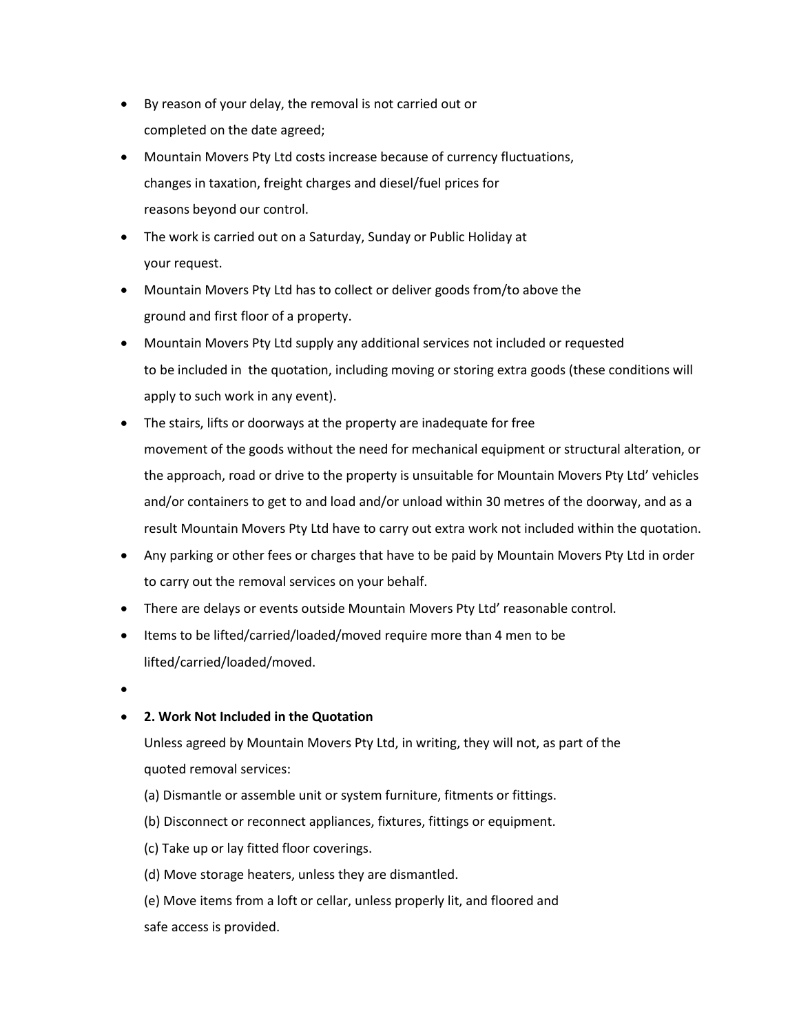- By reason of your delay, the removal is not carried out or completed on the date agreed;
- Mountain Movers Pty Ltd costs increase because of currency fluctuations, changes in taxation, freight charges and diesel/fuel prices for reasons beyond our control.
- The work is carried out on a Saturday, Sunday or Public Holiday at your request.
- Mountain Movers Pty Ltd has to collect or deliver goods from/to above the ground and first floor of a property.
- Mountain Movers Pty Ltd supply any additional services not included or requested to be included in the quotation, including moving or storing extra goods (these conditions will apply to such work in any event).
- The stairs, lifts or doorways at the property are inadequate for free movement of the goods without the need for mechanical equipment or structural alteration, or the approach, road or drive to the property is unsuitable for Mountain Movers Pty Ltd' vehicles and/or containers to get to and load and/or unload within 30 metres of the doorway, and as a result Mountain Movers Pty Ltd have to carry out extra work not included within the quotation.
- Any parking or other fees or charges that have to be paid by Mountain Movers Pty Ltd in order to carry out the removal services on your behalf.
- There are delays or events outside Mountain Movers Pty Ltd' reasonable control.
- Items to be lifted/carried/loaded/moved require more than 4 men to be lifted/carried/loaded/moved.

**2. Work Not Included in the Quotation**

Unless agreed by Mountain Movers Pty Ltd, in writing, they will not, as part of the quoted removal services:

(a) Dismantle or assemble unit or system furniture, fitments or fittings.

(b) Disconnect or reconnect appliances, fixtures, fittings or equipment.

(c) Take up or lay fitted floor coverings.

(d) Move storage heaters, unless they are dismantled.

(e) Move items from a loft or cellar, unless properly lit, and floored and safe access is provided.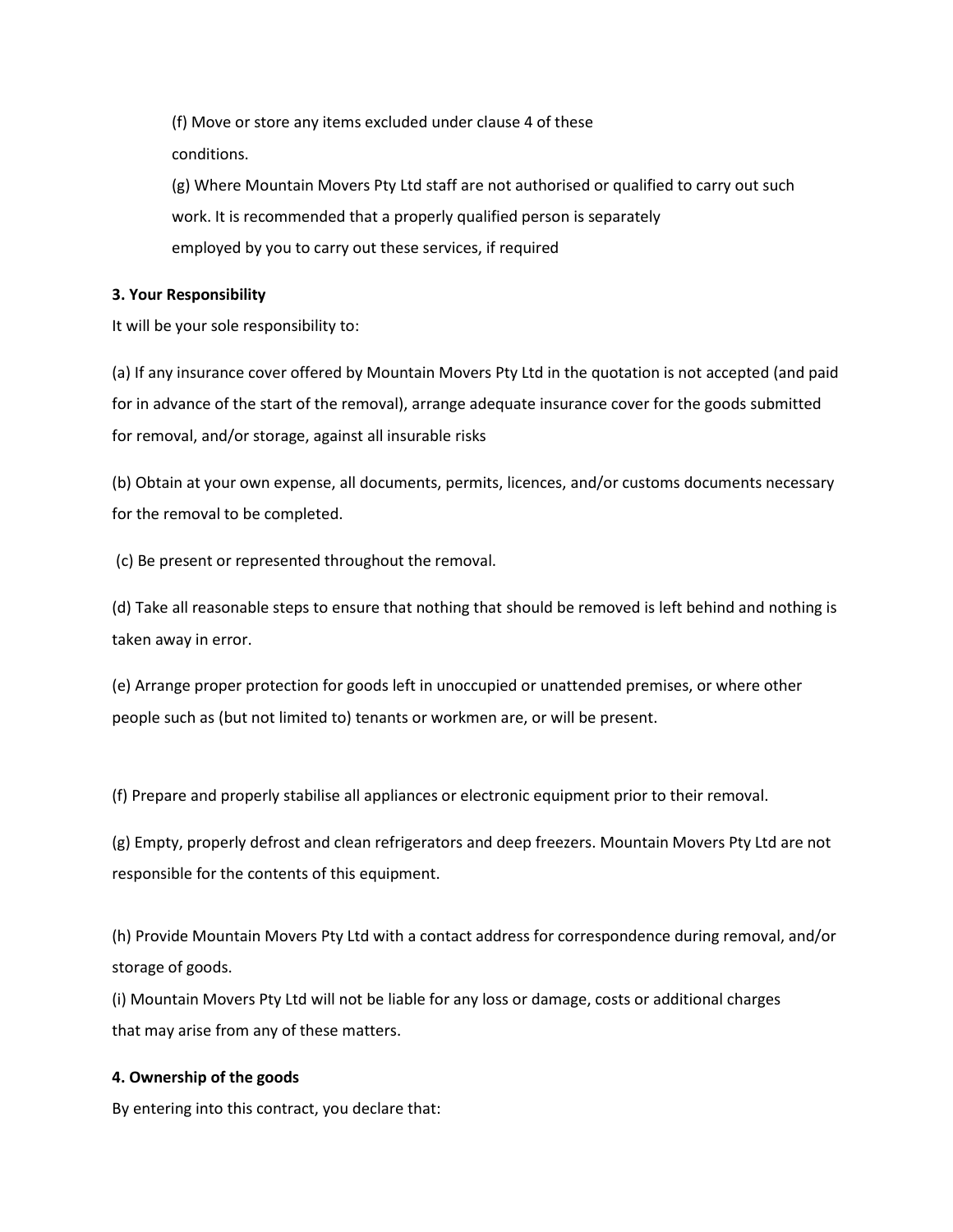(f) Move or store any items excluded under clause 4 of these conditions.

(g) Where Mountain Movers Pty Ltd staff are not authorised or qualified to carry out such work. It is recommended that a properly qualified person is separately employed by you to carry out these services, if required

**3. Your Responsibility**

It will be your sole responsibility to:

(a) If any insurance cover offered by Mountain Movers Pty Ltd in the quotation is not accepted (and paid for in advance of the start of the removal), arrange adequate insurance cover for the goods submitted for removal, and/or storage, against all insurable risks

(b) Obtain at your own expense, all documents, permits, licences, and/or customs documents necessary for the removal to be completed.

(c) Be present or represented throughout the removal.

(d) Take all reasonable steps to ensure that nothing that should be removed is left behind and nothing is taken away in error.

(e) Arrange proper protection for goods left in unoccupied or unattended premises, or where other people such as (but not limited to) tenants or workmen are, or will be present.

(f) Prepare and properly stabilise all appliances or electronic equipment prior to their removal.

(g) Empty, properly defrost and clean refrigerators and deep freezers. Mountain Movers Pty Ltd are not responsible for the contents of this equipment.

(h) Provide Mountain Movers Pty Ltd with a contact address for correspondence during removal, and/or storage of goods.

(i) Mountain Movers Pty Ltd will not be liable for any loss or damage, costs or additional charges that may arise from any of these matters.

**4. Ownership of the goods**

By entering into this contract, you declare that: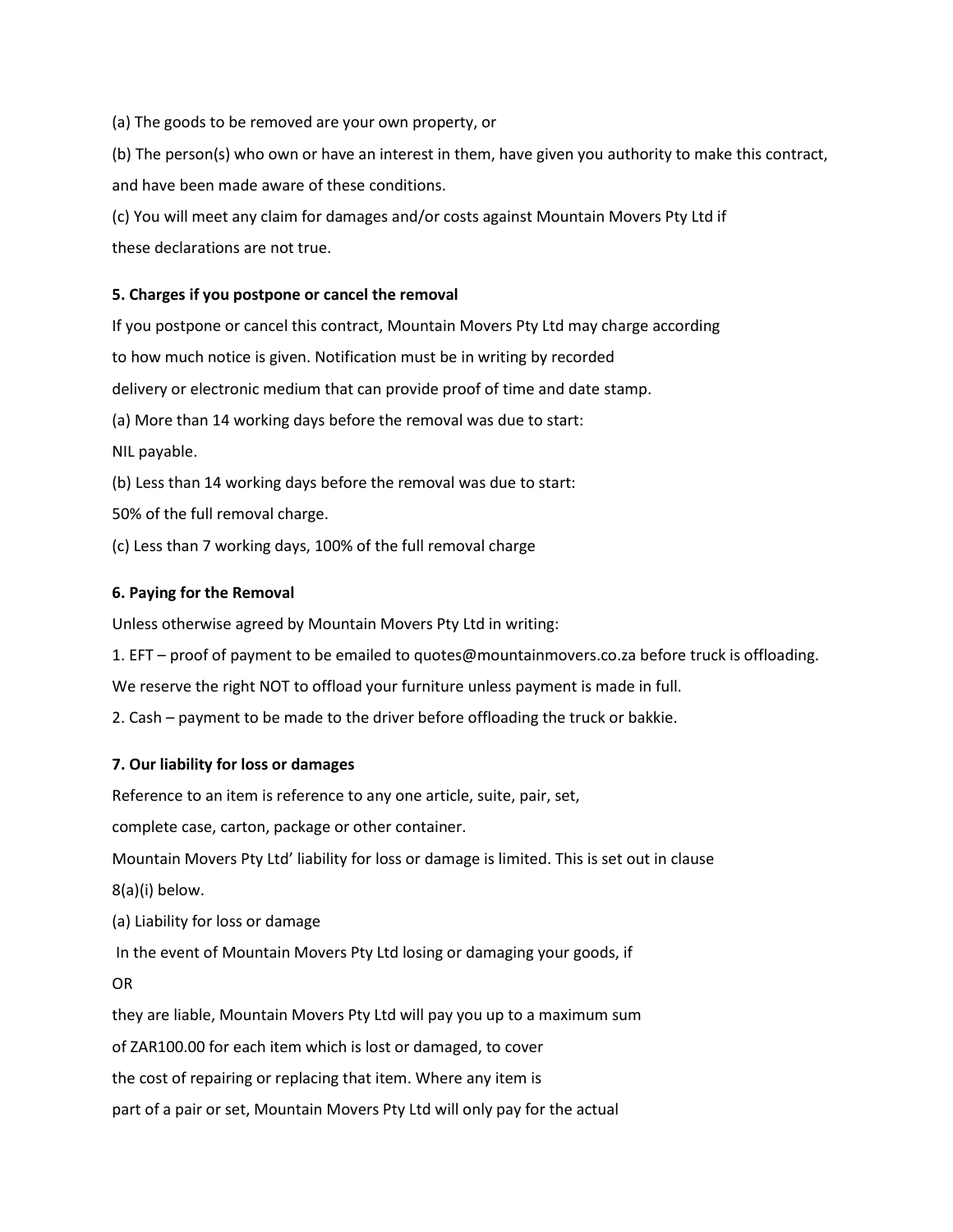(a) The goods to be removed are your own property, or

(b) The person(s) who own or have an interest in them, have given you authority to make this contract, and have been made aware of these conditions.

(c) You will meet any claim for damages and/or costs against Mountain Movers Pty Ltd if these declarations are not true.

**5. Charges if you postpone or cancel the removal**

If you postpone or cancel this contract, Mountain Movers Pty Ltd may charge according to how much notice is given. Notification must be in writing by recorded delivery or electronic medium that can provide proof of time and date stamp.

(a) More than 14 working days before the removal was due to start:
NIL payable.

(b) Less than 14 working days before the removal was due to start:
50% of the full removal charge.

(c) Less than 7 working days, 100% of the full removal charge

**6. Paying for the Removal**

Unless otherwise agreed by Mountain Movers Pty Ltd in writing:

1. EFT – proof of payment to be emailed to quotes@mountainmovers.co.za before truck is offloading. We reserve the right NOT to offload your furniture unless payment is made in full.
2. Cash – payment to be made to the driver before offloading the truck or bakkie.

**7. Our liability for loss or damages**

Reference to an item is reference to any one article, suite, pair, set, complete case, carton, package or other container.

Mountain Movers Pty Ltd' liability for loss or damage is limited. This is set out in clause 8(a)(i) below.

(a) Liability for loss or damage

In the event of Mountain Movers Pty Ltd losing or damaging your goods, if

OR

they are liable, Mountain Movers Pty Ltd will pay you up to a maximum sum of ZAR100.00 for each item which is lost or damaged, to cover the cost of repairing or replacing that item. Where any item is part of a pair or set, Mountain Movers Pty Ltd will only pay for the actual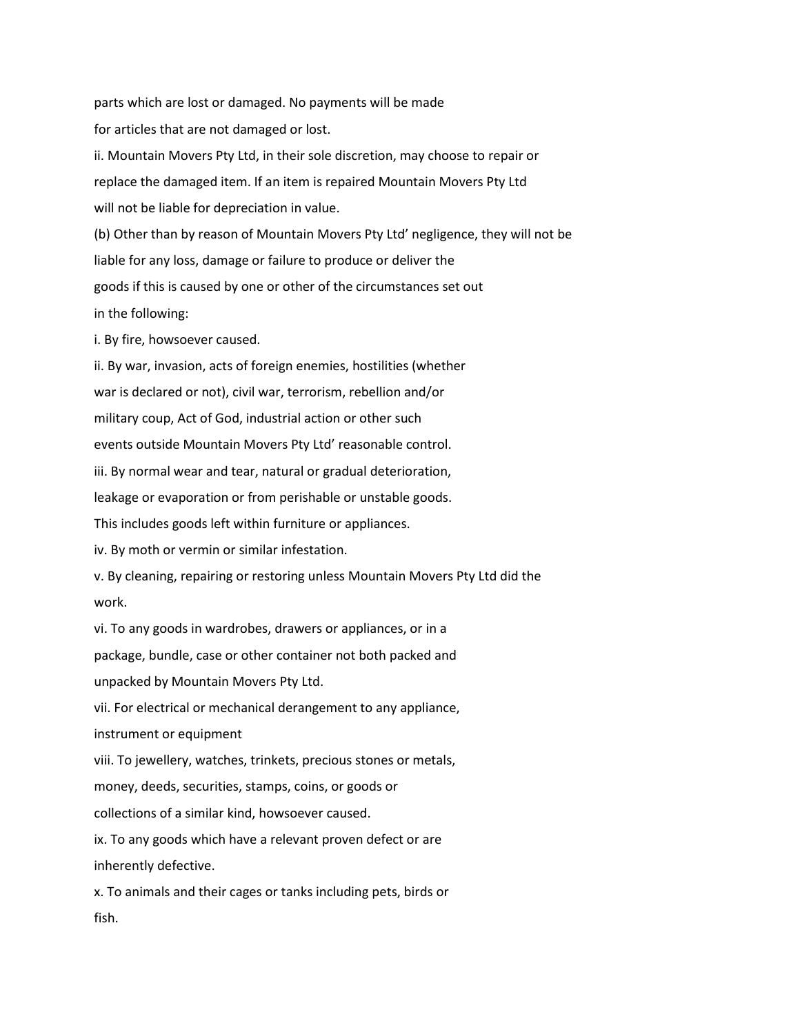parts which are lost or damaged. No payments will be made for articles that are not damaged or lost.

ii. Mountain Movers Pty Ltd, in their sole discretion, may choose to repair or replace the damaged item. If an item is repaired Mountain Movers Pty Ltd will not be liable for depreciation in value.

(b) Other than by reason of Mountain Movers Pty Ltd' negligence, they will not be liable for any loss, damage or failure to produce or deliver the goods if this is caused by one or other of the circumstances set out in the following:

i. By fire, howsoever caused.

ii. By war, invasion, acts of foreign enemies, hostilities (whether war is declared or not), civil war, terrorism, rebellion and/or military coup, Act of God, industrial action or other such events outside Mountain Movers Pty Ltd' reasonable control.

iii. By normal wear and tear, natural or gradual deterioration, leakage or evaporation or from perishable or unstable goods. This includes goods left within furniture or appliances.

iv. By moth or vermin or similar infestation.

v. By cleaning, repairing or restoring unless Mountain Movers Pty Ltd did the work.

vi. To any goods in wardrobes, drawers or appliances, or in a package, bundle, case or other container not both packed and unpacked by Mountain Movers Pty Ltd.

vii. For electrical or mechanical derangement to any appliance, instrument or equipment

viii. To jewellery, watches, trinkets, precious stones or metals, money, deeds, securities, stamps, coins, or goods or collections of a similar kind, howsoever caused.

ix. To any goods which have a relevant proven defect or are inherently defective.

x. To animals and their cages or tanks including pets, birds or fish.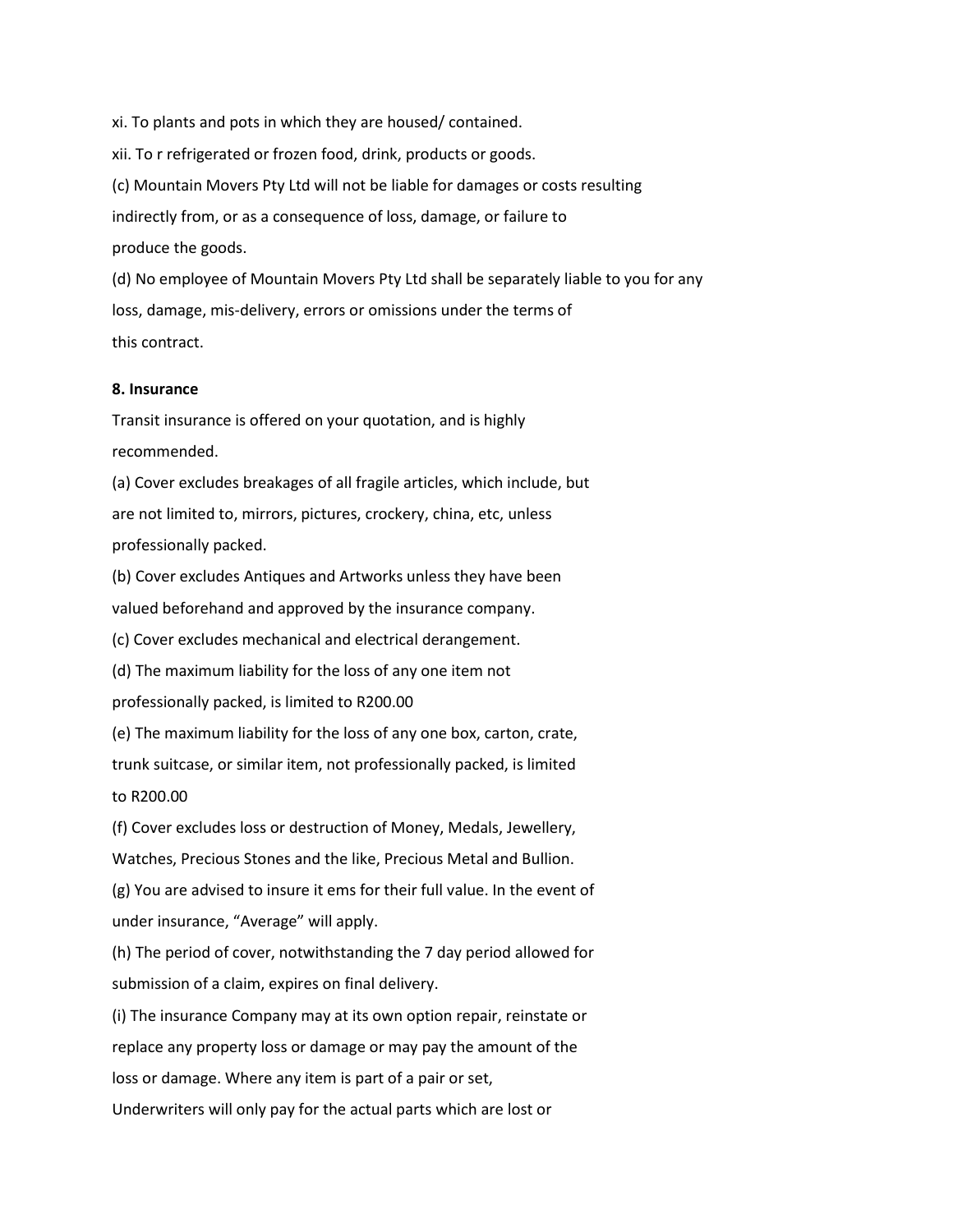xi. To plants and pots in which they are housed/ contained.

xii. To r refrigerated or frozen food, drink, products or goods.

(c) Mountain Movers Pty Ltd will not be liable for damages or costs resulting indirectly from, or as a consequence of loss, damage, or failure to produce the goods.

(d) No employee of Mountain Movers Pty Ltd shall be separately liable to you for any loss, damage, mis-delivery, errors or omissions under the terms of this contract.

**8. Insurance**

Transit insurance is offered on your quotation, and is highly recommended.

(a) Cover excludes breakages of all fragile articles, which include, but are not limited to, mirrors, pictures, crockery, china, etc, unless professionally packed.

(b) Cover excludes Antiques and Artworks unless they have been valued beforehand and approved by the insurance company.

(c) Cover excludes mechanical and electrical derangement.

(d) The maximum liability for the loss of any one item not professionally packed, is limited to R200.00

(e) The maximum liability for the loss of any one box, carton, crate, trunk suitcase, or similar item, not professionally packed, is limited to R200.00

(f) Cover excludes loss or destruction of Money, Medals, Jewellery, Watches, Precious Stones and the like, Precious Metal and Bullion.

(g) You are advised to insure it ems for their full value. In the event of under insurance, "Average" will apply.

(h) The period of cover, notwithstanding the 7 day period allowed for submission of a claim, expires on final delivery.

(i) The insurance Company may at its own option repair, reinstate or replace any property loss or damage or may pay the amount of the loss or damage. Where any item is part of a pair or set, Underwriters will only pay for the actual parts which are lost or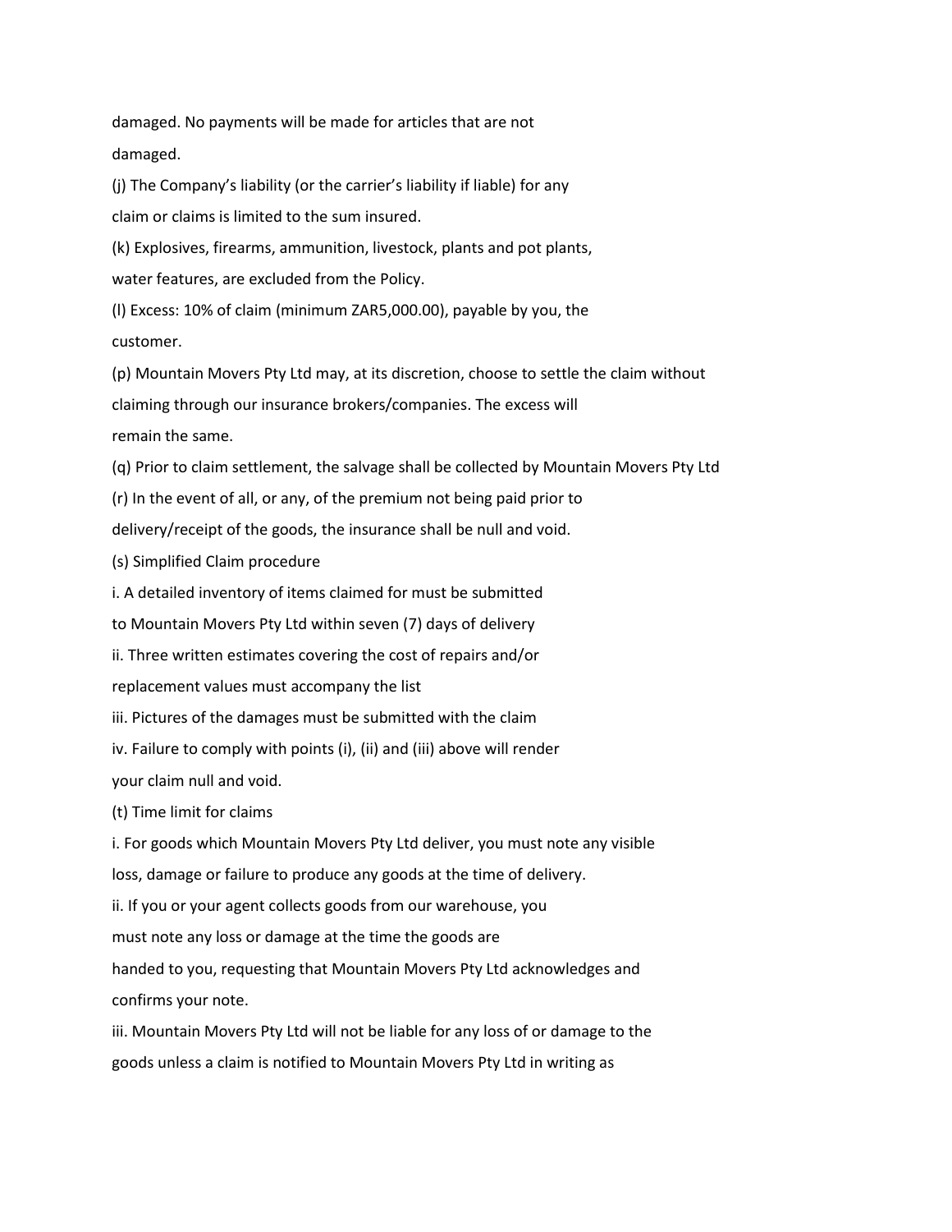damaged. No payments will be made for articles that are not damaged.

(j) The Company's liability (or the carrier's liability if liable) for any claim or claims is limited to the sum insured.

(k) Explosives, firearms, ammunition, livestock, plants and pot plants, water features, are excluded from the Policy.

(l) Excess: 10% of claim (minimum ZAR5,000.00), payable by you, the customer.

(p) Mountain Movers Pty Ltd may, at its discretion, choose to settle the claim without claiming through our insurance brokers/companies. The excess will remain the same.

(q) Prior to claim settlement, the salvage shall be collected by Mountain Movers Pty Ltd

(r) In the event of all, or any, of the premium not being paid prior to delivery/receipt of the goods, the insurance shall be null and void.

(s) Simplified Claim procedure

i. A detailed inventory of items claimed for must be submitted to Mountain Movers Pty Ltd within seven (7) days of delivery

ii. Three written estimates covering the cost of repairs and/or replacement values must accompany the list

iii. Pictures of the damages must be submitted with the claim

iv. Failure to comply with points (i), (ii) and (iii) above will render your claim null and void.

(t) Time limit for claims

i. For goods which Mountain Movers Pty Ltd deliver, you must note any visible loss, damage or failure to produce any goods at the time of delivery.

ii. If you or your agent collects goods from our warehouse, you must note any loss or damage at the time the goods are handed to you, requesting that Mountain Movers Pty Ltd acknowledges and confirms your note.

iii. Mountain Movers Pty Ltd will not be liable for any loss of or damage to the goods unless a claim is notified to Mountain Movers Pty Ltd in writing as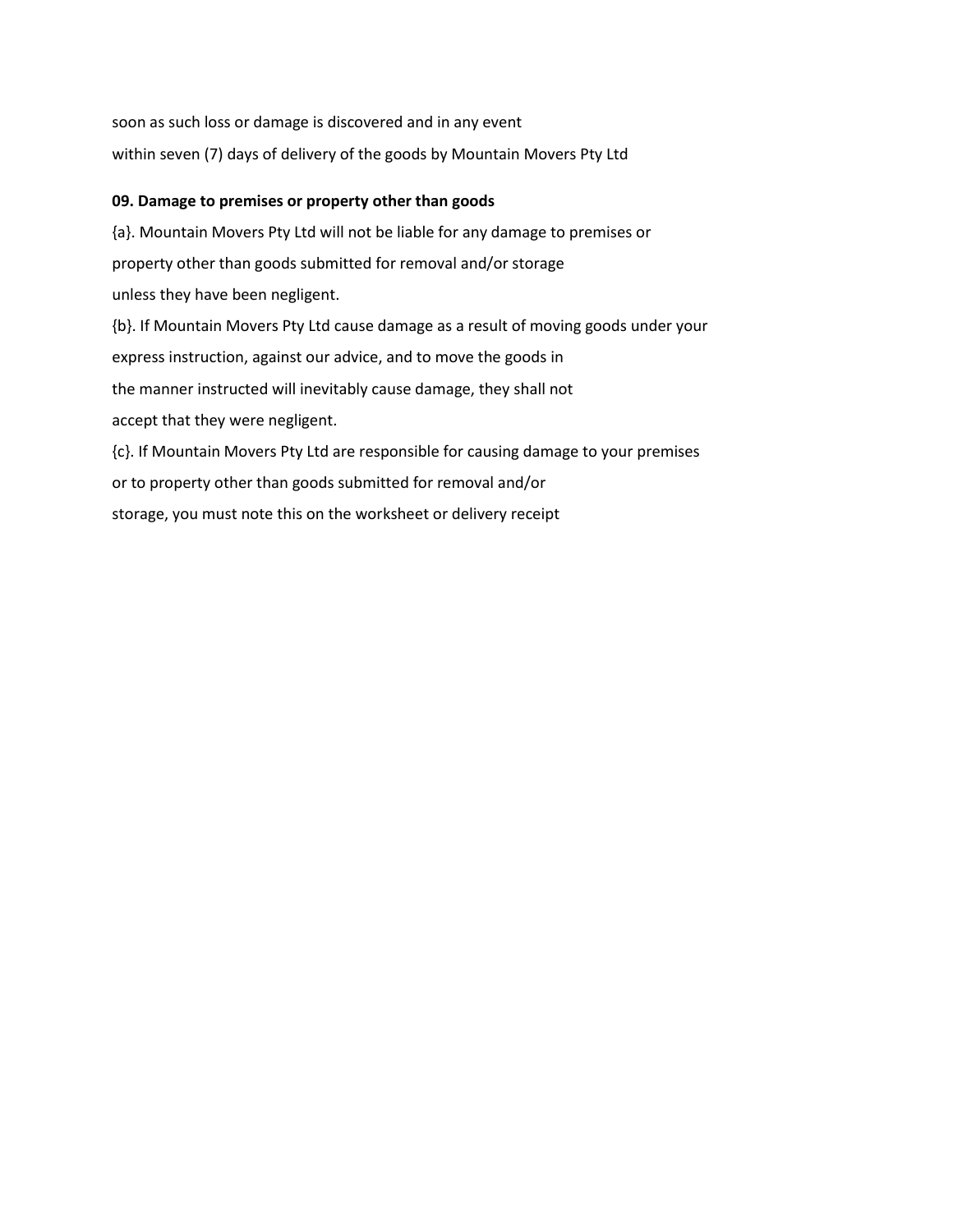soon as such loss or damage is discovered and in any event
within seven (7) days of delivery of the goods by Mountain Movers Pty Ltd

**09. Damage to premises or property other than goods**

{a}. Mountain Movers Pty Ltd will not be liable for any damage to premises or
property other than goods submitted for removal and/or storage
unless they have been negligent.

{b}. If Mountain Movers Pty Ltd cause damage as a result of moving goods under your
express instruction, against our advice, and to move the goods in
the manner instructed will inevitably cause damage, they shall not
accept that they were negligent.

{c}. If Mountain Movers Pty Ltd are responsible for causing damage to your premises
or to property other than goods submitted for removal and/or
storage, you must note this on the worksheet or delivery receipt